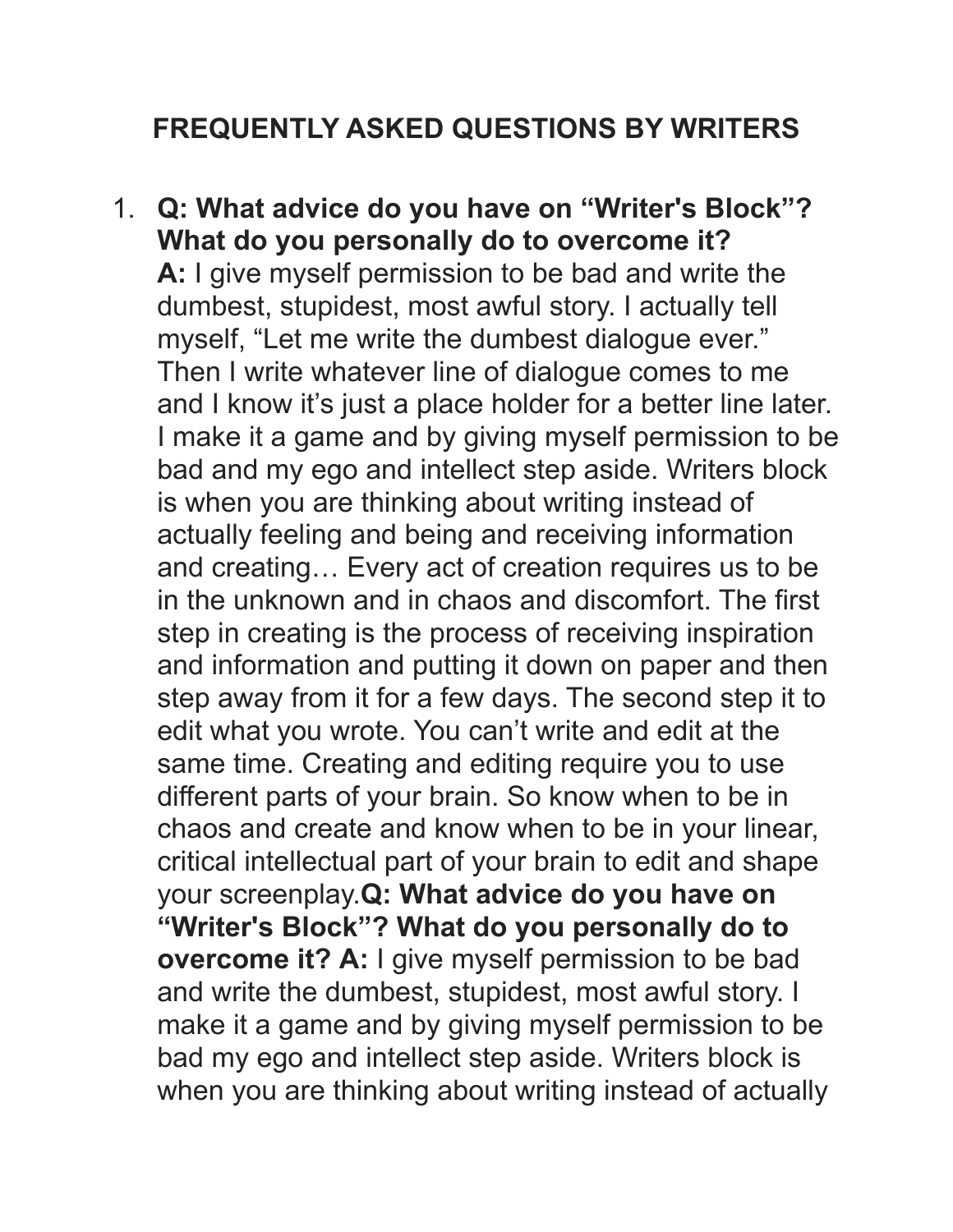## FREQUENTLY ASKED QUESTIONS BY WRITERS

1. **Q: What advice do you have on "Writer's Block"? What do you personally do to overcome it?**
   **A:** I give myself permission to be bad and write the dumbest, stupidest, most awful story. I actually tell myself, "Let me write the dumbest dialogue ever." Then I write whatever line of dialogue comes to me and I know it's just a place holder for a better line later. I make it a game and by giving myself permission to be bad and my ego and intellect step aside. Writers block is when you are thinking about writing instead of actually feeling and being and receiving information and creating… Every act of creation requires us to be in the unknown and in chaos and discomfort. The first step in creating is the process of receiving inspiration and information and putting it down on paper and then step away from it for a few days. The second step it to edit what you wrote. You can't write and edit at the same time. Creating and editing require you to use different parts of your brain. So know when to be in chaos and create and know when to be in your linear, critical intellectual part of your brain to edit and shape your screenplay.**Q: What advice do you have on "Writer's Block"? What do you personally do to overcome it? A:** I give myself permission to be bad and write the dumbest, stupidest, most awful story. I make it a game and by giving myself permission to be bad my ego and intellect step aside. Writers block is when you are thinking about writing instead of actually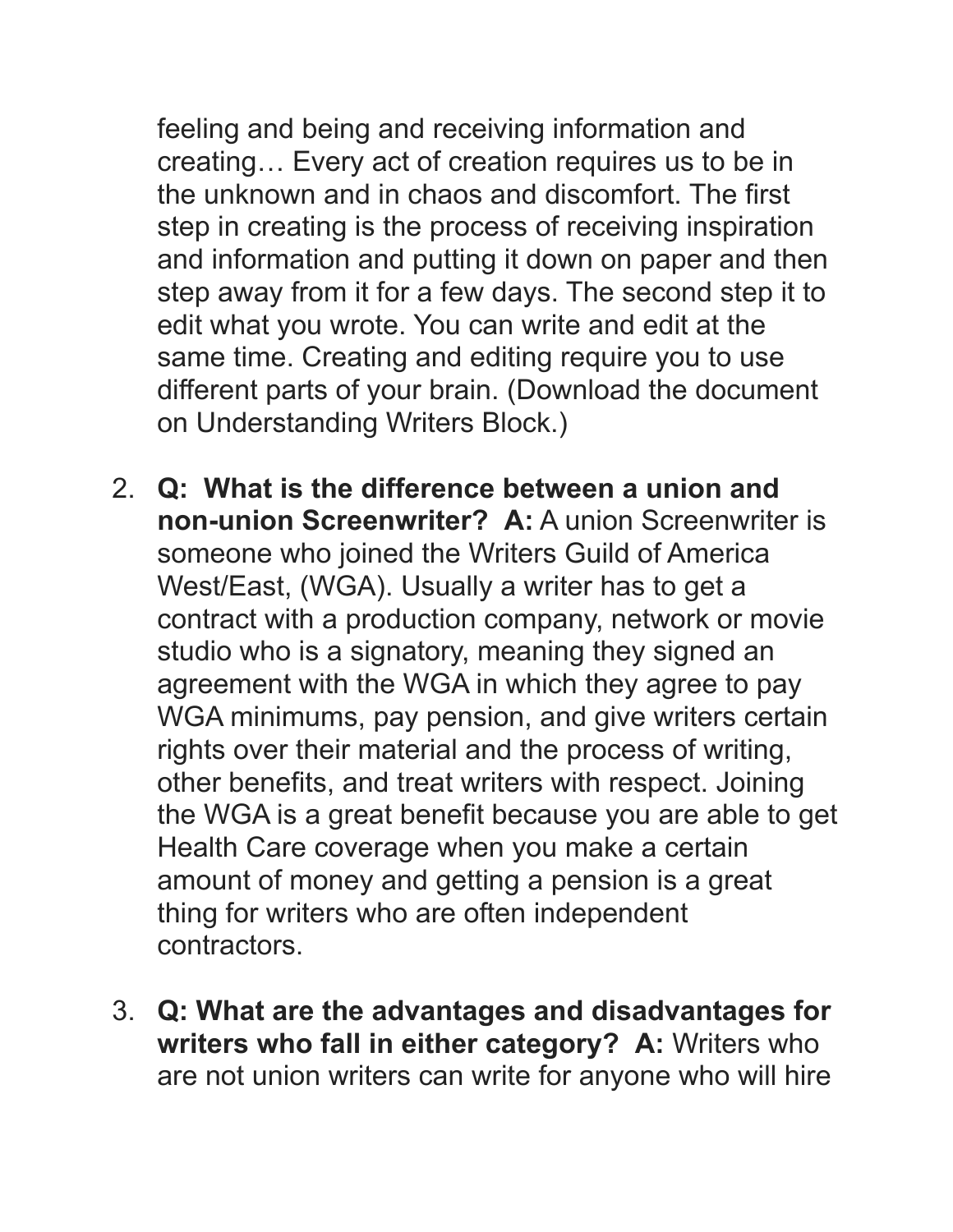feeling and being and receiving information and creating… Every act of creation requires us to be in the unknown and in chaos and discomfort. The first step in creating is the process of receiving inspiration and information and putting it down on paper and then step away from it for a few days. The second step it to edit what you wrote. You can write and edit at the same time. Creating and editing require you to use different parts of your brain. (Download the document on Understanding Writers Block.)

2. **Q: What is the difference between a union and non-union Screenwriter? A:** A union Screenwriter is someone who joined the Writers Guild of America West/East, (WGA). Usually a writer has to get a contract with a production company, network or movie studio who is a signatory, meaning they signed an agreement with the WGA in which they agree to pay WGA minimums, pay pension, and give writers certain rights over their material and the process of writing, other benefits, and treat writers with respect. Joining the WGA is a great benefit because you are able to get Health Care coverage when you make a certain amount of money and getting a pension is a great thing for writers who are often independent contractors.

3. **Q: What are the advantages and disadvantages for writers who fall in either category? A:** Writers who are not union writers can write for anyone who will hire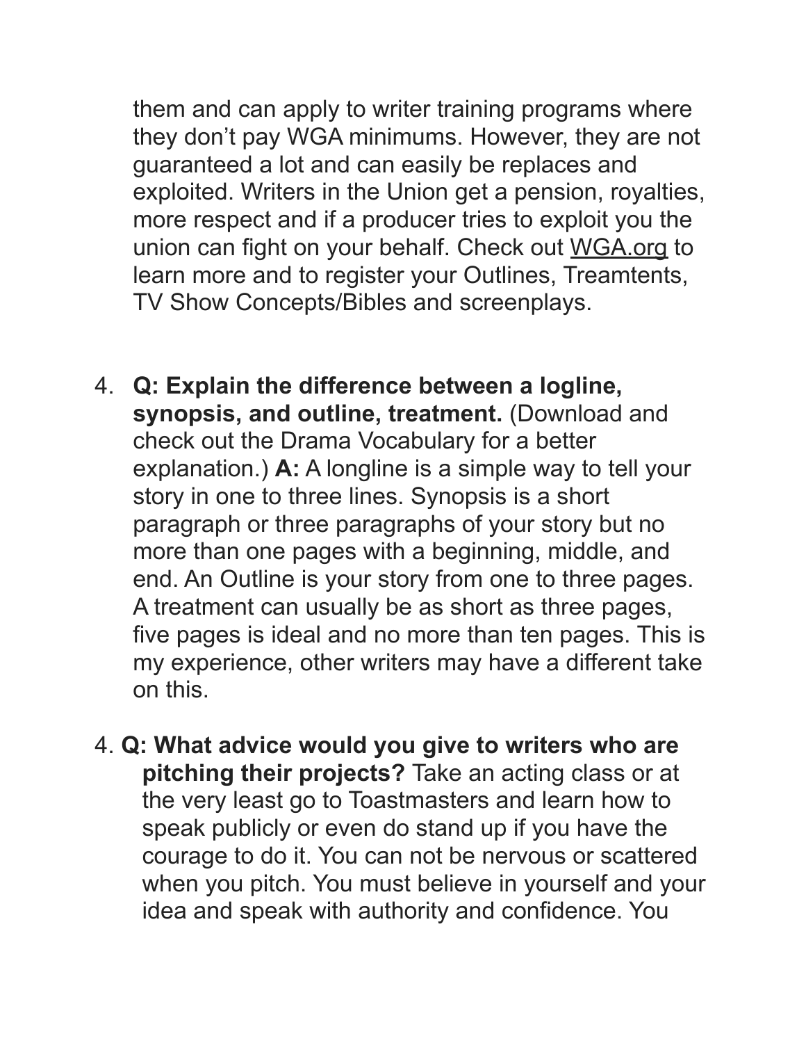them and can apply to writer training programs where they don't pay WGA minimums. However, they are not guaranteed a lot and can easily be replaces and exploited. Writers in the Union get a pension, royalties, more respect and if a producer tries to exploit you the union can fight on your behalf. Check out WGA.org to learn more and to register your Outlines, Treamtents, TV Show Concepts/Bibles and screenplays.

4. **Q: Explain the difference between a logline, synopsis, and outline, treatment.** (Download and check out the Drama Vocabulary for a better explanation.) **A:** A longline is a simple way to tell your story in one to three lines. Synopsis is a short paragraph or three paragraphs of your story but no more than one pages with a beginning, middle, and end. An Outline is your story from one to three pages. A treatment can usually be as short as three pages, five pages is ideal and no more than ten pages. This is my experience, other writers may have a different take on this.

4. **Q: What advice would you give to writers who are pitching their projects?** Take an acting class or at the very least go to Toastmasters and learn how to speak publicly or even do stand up if you have the courage to do it. You can not be nervous or scattered when you pitch. You must believe in yourself and your idea and speak with authority and confidence. You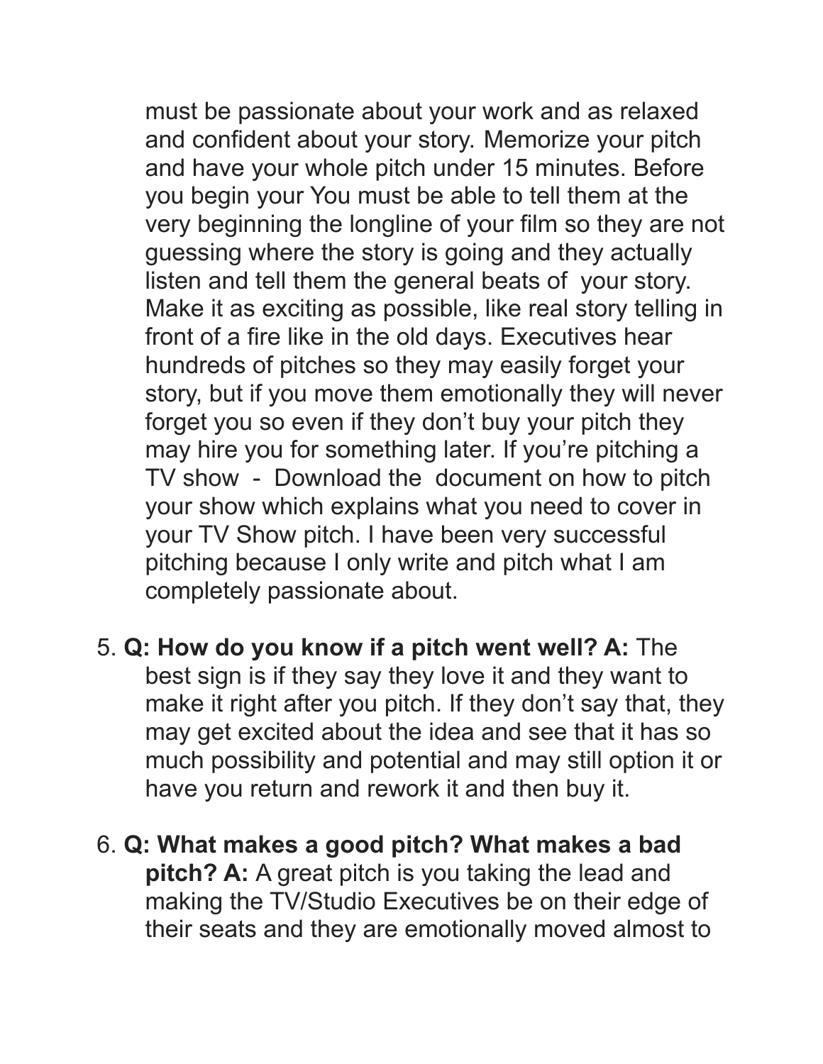must be passionate about your work and as relaxed and confident about your story. Memorize your pitch and have your whole pitch under 15 minutes. Before you begin your You must be able to tell them at the very beginning the longline of your film so they are not guessing where the story is going and they actually listen and tell them the general beats of your story. Make it as exciting as possible, like real story telling in front of a fire like in the old days. Executives hear hundreds of pitches so they may easily forget your story, but if you move them emotionally they will never forget you so even if they don't buy your pitch they may hire you for something later. If you're pitching a TV show - Download the document on how to pitch your show which explains what you need to cover in your TV Show pitch. I have been very successful pitching because I only write and pitch what I am completely passionate about.

5. **Q: How do you know if a pitch went well? A:** The best sign is if they say they love it and they want to make it right after you pitch. If they don't say that, they may get excited about the idea and see that it has so much possibility and potential and may still option it or have you return and rework it and then buy it.

6. **Q: What makes a good pitch? What makes a bad pitch? A:** A great pitch is you taking the lead and making the TV/Studio Executives be on their edge of their seats and they are emotionally moved almost to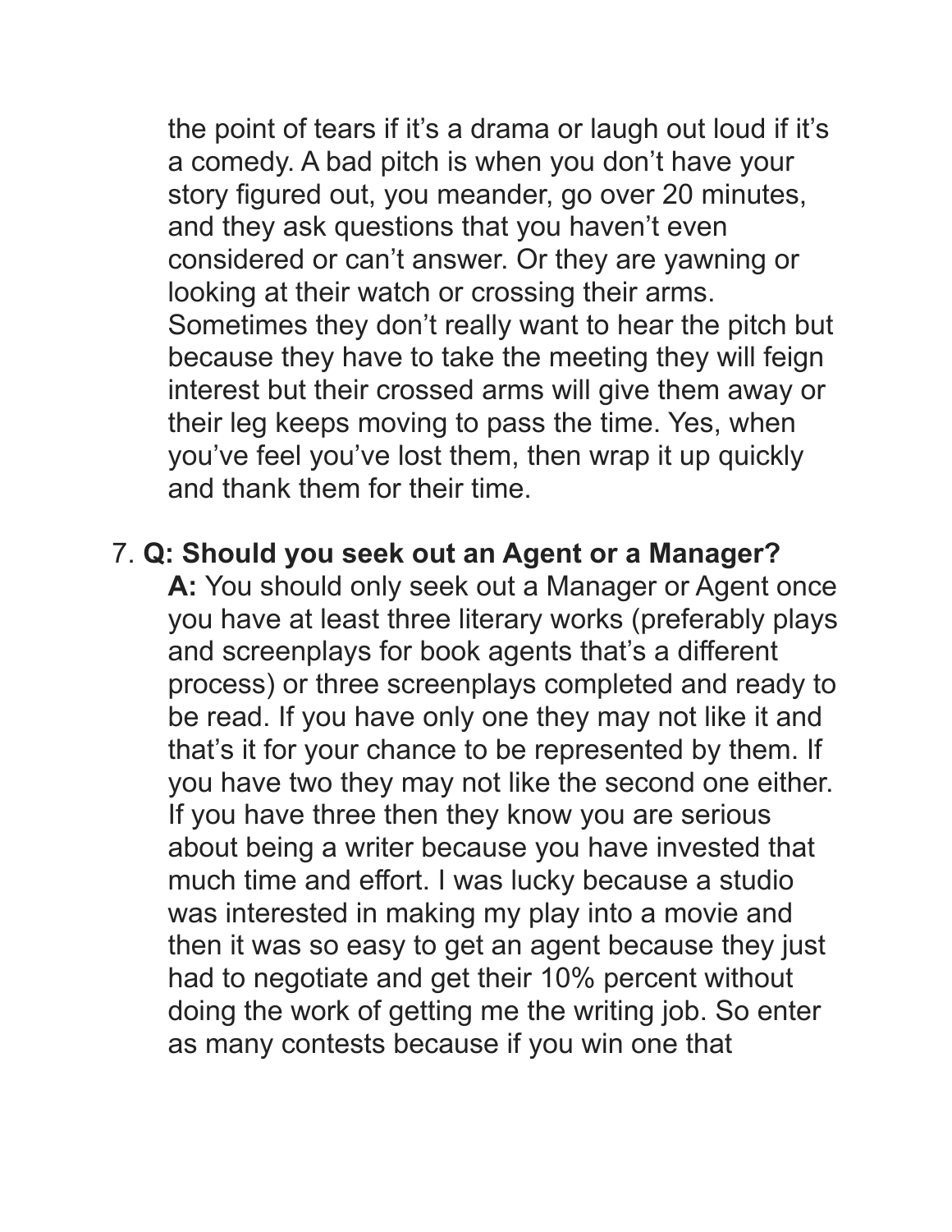the point of tears if it's a drama or laugh out loud if it's a comedy. A bad pitch is when you don't have your story figured out, you meander, go over 20 minutes, and they ask questions that you haven't even considered or can't answer. Or they are yawning or looking at their watch or crossing their arms. Sometimes they don't really want to hear the pitch but because they have to take the meeting they will feign interest but their crossed arms will give them away or their leg keeps moving to pass the time. Yes, when you've feel you've lost them, then wrap it up quickly and thank them for their time.

7. **Q: Should you seek out an Agent or a Manager?**
   **A:** You should only seek out a Manager or Agent once you have at least three literary works (preferably plays and screenplays for book agents that's a different process) or three screenplays completed and ready to be read. If you have only one they may not like it and that's it for your chance to be represented by them. If you have two they may not like the second one either. If you have three then they know you are serious about being a writer because you have invested that much time and effort. I was lucky because a studio was interested in making my play into a movie and then it was so easy to get an agent because they just had to negotiate and get their 10% percent without doing the work of getting me the writing job. So enter as many contests because if you win one that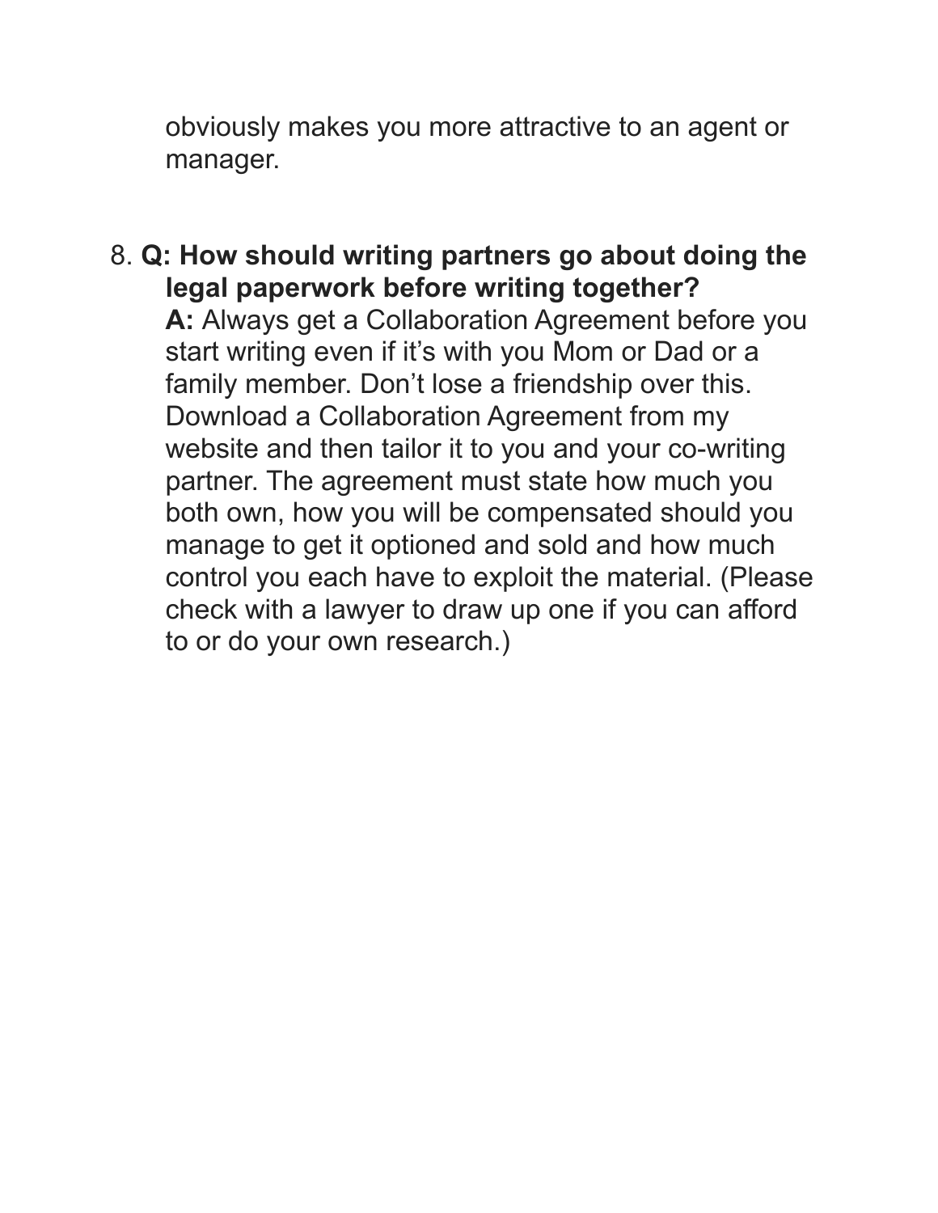obviously makes you more attractive to an agent or manager.

8. **Q: How should writing partners go about doing the legal paperwork before writing together?**
   **A:** Always get a Collaboration Agreement before you start writing even if it's with you Mom or Dad or a family member. Don't lose a friendship over this. Download a Collaboration Agreement from my website and then tailor it to you and your co-writing partner. The agreement must state how much you both own, how you will be compensated should you manage to get it optioned and sold and how much control you each have to exploit the material. (Please check with a lawyer to draw up one if you can afford to or do your own research.)